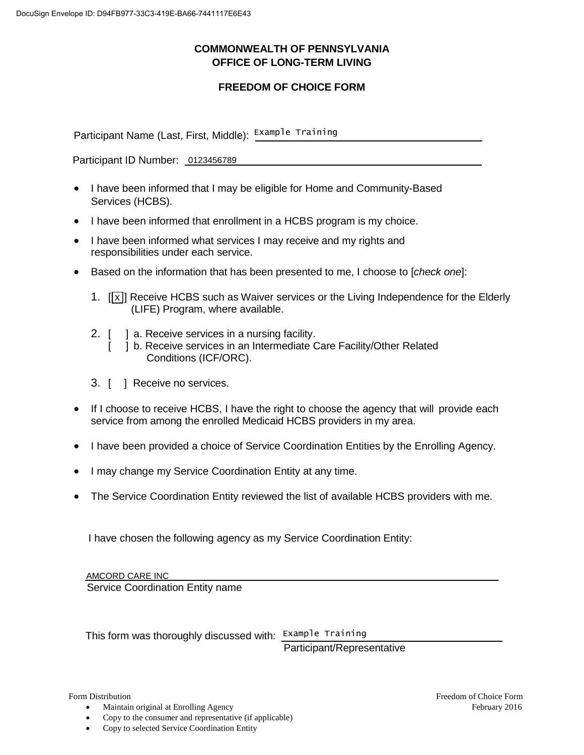DocuSign Envelope ID: D94FB977-33C3-419E-BA66-7441117E6E43

**COMMONWEALTH OF PENNSYLVANIA**
**OFFICE OF LONG-TERM LIVING**

**FREEDOM OF CHOICE FORM**

Participant Name (Last, First, Middle): Example Training

Participant ID Number: 0123456789

- I have been informed that I may be eligible for Home and Community-Based Services (HCBS).
- I have been informed that enrollment in a HCBS program is my choice.
- I have been informed what services I may receive and my rights and responsibilities under each service.
- Based on the information that has been presented to me, I choose to [*check one*]:

  1. [x] Receive HCBS such as Waiver services or the Living Independence for the Elderly (LIFE) Program, where available.
  2. [ ] a. Receive services in a nursing facility.
     [ ] b. Receive services in an Intermediate Care Facility/Other Related Conditions (ICF/ORC).
  3. [ ] Receive no services.

- If I choose to receive HCBS, I have the right to choose the agency that will provide each service from among the enrolled Medicaid HCBS providers in my area.
- I have been provided a choice of Service Coordination Entities by the Enrolling Agency.
- I may change my Service Coordination Entity at any time.
- The Service Coordination Entity reviewed the list of available HCBS providers with me.

I have chosen the following agency as my Service Coordination Entity:

AMCORD CARE INC
Service Coordination Entity name

This form was thoroughly discussed with: Example Training
Participant/Representative

Form Distribution

- Maintain original at Enrolling Agency
- Copy to the consumer and representative (if applicable)
- Copy to selected Service Coordination Entity

Freedom of Choice Form
February 2016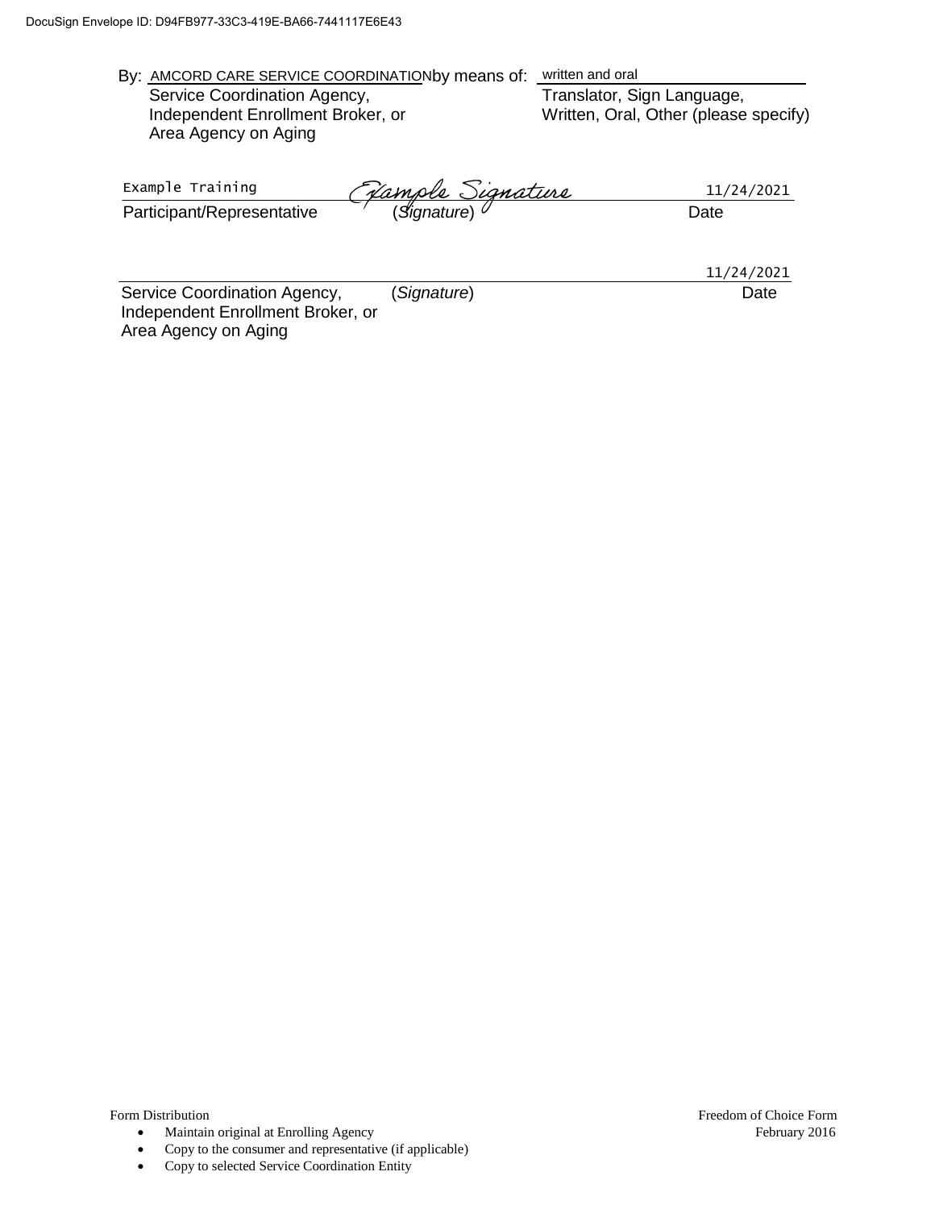DocuSign Envelope ID: D94FB977-33C3-419E-BA66-7441117E6E43

By: AMCORD CARE SERVICE COORDINATION by means of: written and oral

Service Coordination Agency, Independent Enrollment Broker, or Area Agency on Aging

Translator, Sign Language, Written, Oral, Other (please specify)

Example Training — Example Signature — 11/24/2021

Participant/Representative (*Signature*) Date

11/24/2021

Service Coordination Agency, Independent Enrollment Broker, or Area Agency on Aging (*Signature*) Date

Form Distribution

- Maintain original at Enrolling Agency
- Copy to the consumer and representative (if applicable)
- Copy to selected Service Coordination Entity

Freedom of Choice Form
February 2016